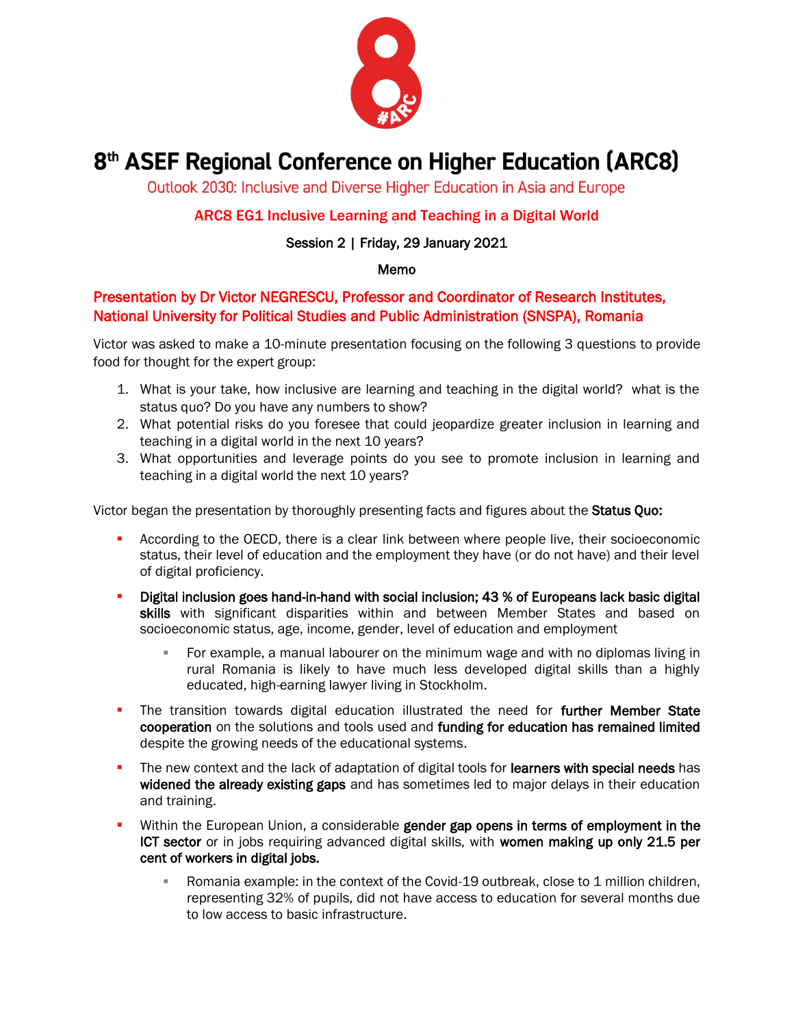# 8th ASEF Regional Conference on Higher Education (ARC8)

Outlook 2030: Inclusive and Diverse Higher Education in Asia and Europe

## ARC8 EG1 Inclusive Learning and Teaching in a Digital World

Session 2 | Friday, 29 January 2021

Memo

### Presentation by Dr Victor NEGRESCU, Professor and Coordinator of Research Institutes, National University for Political Studies and Public Administration (SNSPA), Romania

Victor was asked to make a 10-minute presentation focusing on the following 3 questions to provide food for thought for the expert group:

1. What is your take, how inclusive are learning and teaching in the digital world? what is the status quo? Do you have any numbers to show?
2. What potential risks do you foresee that could jeopardize greater inclusion in learning and teaching in a digital world in the next 10 years?
3. What opportunities and leverage points do you see to promote inclusion in learning and teaching in a digital world the next 10 years?

Victor began the presentation by thoroughly presenting facts and figures about the **Status Quo:**

- According to the OECD, there is a clear link between where people live, their socioeconomic status, their level of education and the employment they have (or do not have) and their level of digital proficiency.
- **Digital inclusion goes hand-in-hand with social inclusion; 43 % of Europeans lack basic digital skills** with significant disparities within and between Member States and based on socioeconomic status, age, income, gender, level of education and employment
  - For example, a manual labourer on the minimum wage and with no diplomas living in rural Romania is likely to have much less developed digital skills than a highly educated, high-earning lawyer living in Stockholm.
- The transition towards digital education illustrated the need for **further Member State cooperation** on the solutions and tools used and **funding for education has remained limited** despite the growing needs of the educational systems.
- The new context and the lack of adaptation of digital tools for **learners with special needs** has **widened the already existing gaps** and has sometimes led to major delays in their education and training.
- Within the European Union, a considerable **gender gap opens in terms of employment in the ICT sector** or in jobs requiring advanced digital skills, with **women making up only 21.5 per cent of workers in digital jobs.**
  - Romania example: in the context of the Covid-19 outbreak, close to 1 million children, representing 32% of pupils, did not have access to education for several months due to low access to basic infrastructure.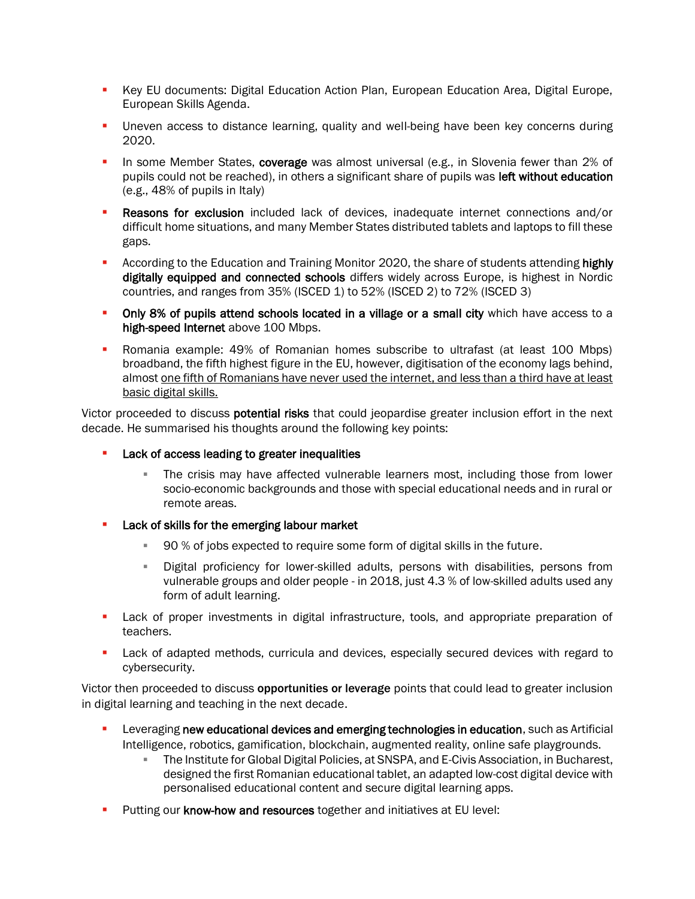- Key EU documents: Digital Education Action Plan, European Education Area, Digital Europe, European Skills Agenda.
- Uneven access to distance learning, quality and well-being have been key concerns during 2020.
- In some Member States, **coverage** was almost universal (e.g., in Slovenia fewer than 2% of pupils could not be reached), in others a significant share of pupils was **left without education** (e.g., 48% of pupils in Italy)
- **Reasons for exclusion** included lack of devices, inadequate internet connections and/or difficult home situations, and many Member States distributed tablets and laptops to fill these gaps.
- According to the Education and Training Monitor 2020, the share of students attending **highly digitally equipped and connected schools** differs widely across Europe, is highest in Nordic countries, and ranges from 35% (ISCED 1) to 52% (ISCED 2) to 72% (ISCED 3)
- **Only 8% of pupils attend schools located in a village or a small city** which have access to a **high-speed Internet** above 100 Mbps.
- Romania example: 49% of Romanian homes subscribe to ultrafast (at least 100 Mbps) broadband, the fifth highest figure in the EU, however, digitisation of the economy lags behind, almost <u>one fifth of Romanians have never used the internet, and less than a third have at least basic digital skills.</u>

Victor proceeded to discuss **potential risks** that could jeopardise greater inclusion effort in the next decade. He summarised his thoughts around the following key points:

- **Lack of access leading to greater inequalities**
  - The crisis may have affected vulnerable learners most, including those from lower socio-economic backgrounds and those with special educational needs and in rural or remote areas.
- **Lack of skills for the emerging labour market**
  - 90 % of jobs expected to require some form of digital skills in the future.
  - Digital proficiency for lower-skilled adults, persons with disabilities, persons from vulnerable groups and older people - in 2018, just 4.3 % of low-skilled adults used any form of adult learning.
- Lack of proper investments in digital infrastructure, tools, and appropriate preparation of teachers.
- Lack of adapted methods, curricula and devices, especially secured devices with regard to cybersecurity.

Victor then proceeded to discuss **opportunities or leverage** points that could lead to greater inclusion in digital learning and teaching in the next decade.

- Leveraging **new educational devices and emerging technologies in education**, such as Artificial Intelligence, robotics, gamification, blockchain, augmented reality, online safe playgrounds.
  - The Institute for Global Digital Policies, at SNSPA, and E-Civis Association, in Bucharest, designed the first Romanian educational tablet, an adapted low-cost digital device with personalised educational content and secure digital learning apps.
- Putting our **know-how and resources** together and initiatives at EU level: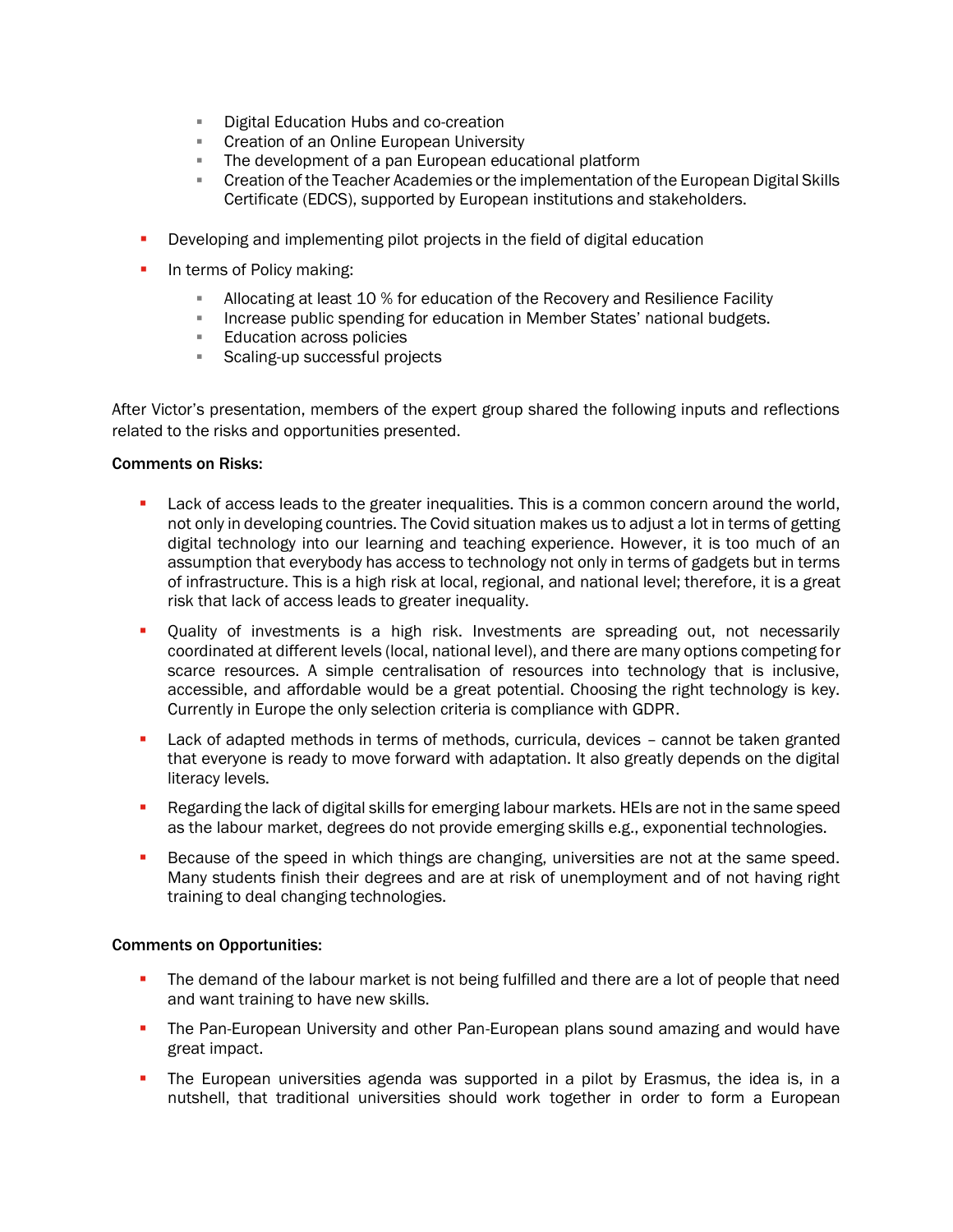- Digital Education Hubs and co-creation
  - Creation of an Online European University
  - The development of a pan European educational platform
  - Creation of the Teacher Academies or the implementation of the European Digital Skills Certificate (EDCS), supported by European institutions and stakeholders.

- Developing and implementing pilot projects in the field of digital education

- In terms of Policy making:
  - Allocating at least 10 % for education of the Recovery and Resilience Facility
  - Increase public spending for education in Member States' national budgets.
  - Education across policies
  - Scaling-up successful projects

After Victor's presentation, members of the expert group shared the following inputs and reflections related to the risks and opportunities presented.

**Comments on Risks:**

- Lack of access leads to the greater inequalities. This is a common concern around the world, not only in developing countries. The Covid situation makes us to adjust a lot in terms of getting digital technology into our learning and teaching experience. However, it is too much of an assumption that everybody has access to technology not only in terms of gadgets but in terms of infrastructure. This is a high risk at local, regional, and national level; therefore, it is a great risk that lack of access leads to greater inequality.

- Quality of investments is a high risk. Investments are spreading out, not necessarily coordinated at different levels (local, national level), and there are many options competing for scarce resources. A simple centralisation of resources into technology that is inclusive, accessible, and affordable would be a great potential. Choosing the right technology is key. Currently in Europe the only selection criteria is compliance with GDPR.

- Lack of adapted methods in terms of methods, curricula, devices – cannot be taken granted that everyone is ready to move forward with adaptation. It also greatly depends on the digital literacy levels.

- Regarding the lack of digital skills for emerging labour markets. HEIs are not in the same speed as the labour market, degrees do not provide emerging skills e.g., exponential technologies.

- Because of the speed in which things are changing, universities are not at the same speed. Many students finish their degrees and are at risk of unemployment and of not having right training to deal changing technologies.

**Comments on Opportunities:**

- The demand of the labour market is not being fulfilled and there are a lot of people that need and want training to have new skills.

- The Pan-European University and other Pan-European plans sound amazing and would have great impact.

- The European universities agenda was supported in a pilot by Erasmus, the idea is, in a nutshell, that traditional universities should work together in order to form a European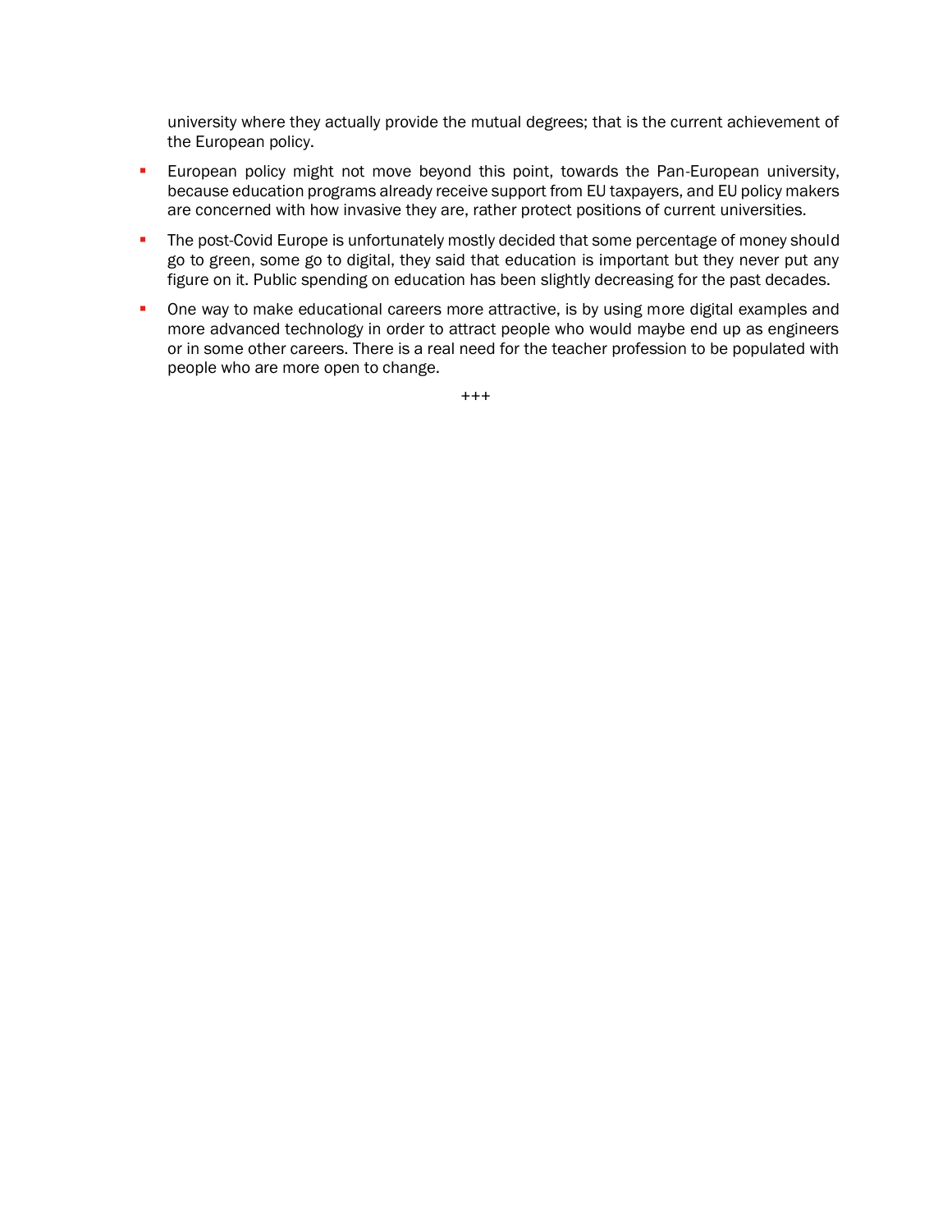university where they actually provide the mutual degrees; that is the current achievement of the European policy.

- European policy might not move beyond this point, towards the Pan-European university, because education programs already receive support from EU taxpayers, and EU policy makers are concerned with how invasive they are, rather protect positions of current universities.
- The post-Covid Europe is unfortunately mostly decided that some percentage of money should go to green, some go to digital, they said that education is important but they never put any figure on it. Public spending on education has been slightly decreasing for the past decades.
- One way to make educational careers more attractive, is by using more digital examples and more advanced technology in order to attract people who would maybe end up as engineers or in some other careers. There is a real need for the teacher profession to be populated with people who are more open to change.

+++